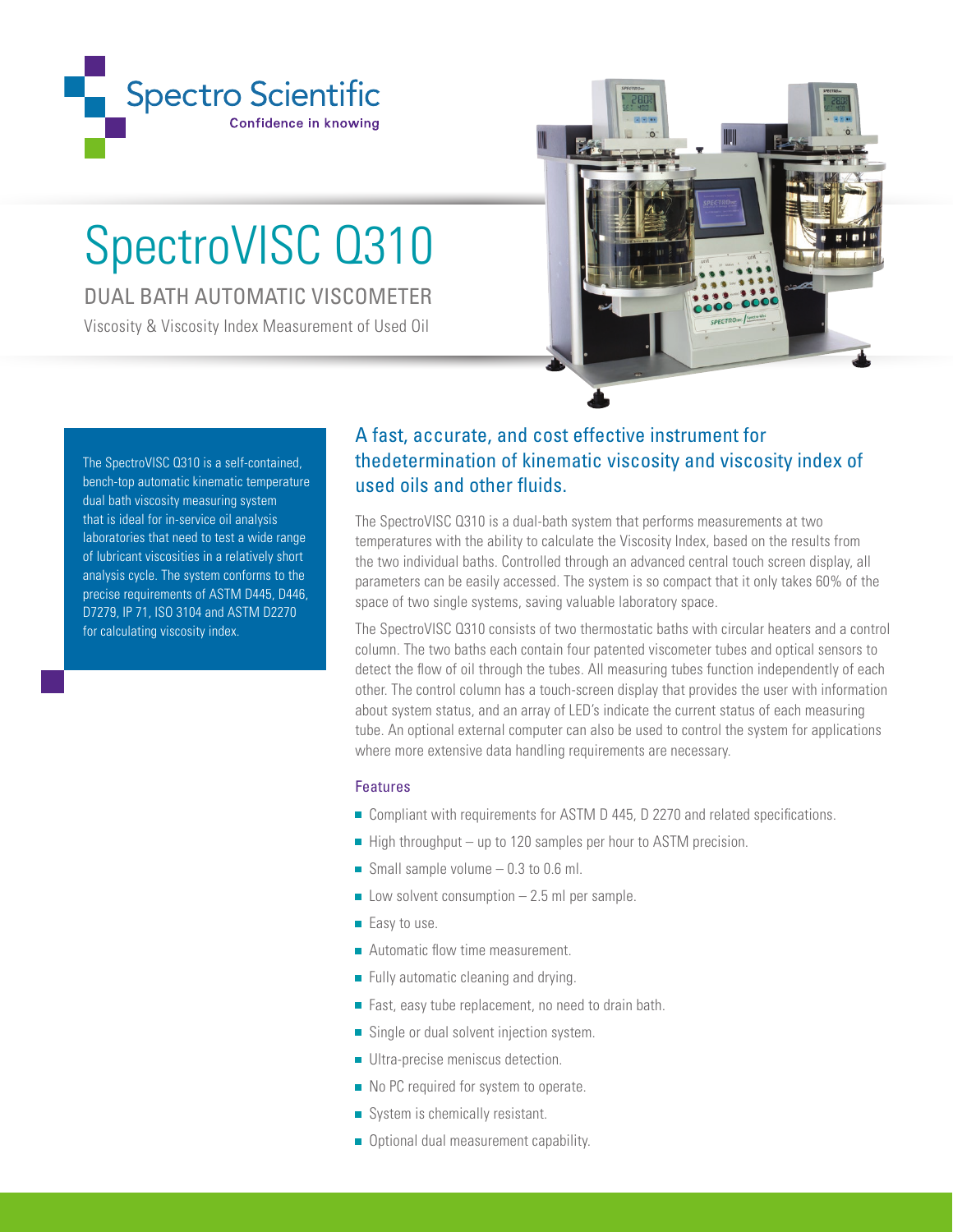Spectro Scientific
Confidence in knowing

# SpectroVISC Q310

## DUAL BATH AUTOMATIC VISCOMETER

Viscosity & Viscosity Index Measurement of Used Oil

The SpectroVISC Q310 is a self-contained, bench-top automatic kinematic temperature dual bath viscosity measuring system that is ideal for in-service oil analysis laboratories that need to test a wide range of lubricant viscosities in a relatively short analysis cycle. The system conforms to the precise requirements of ASTM D445, D446, D7279, IP 71, ISO 3104 and ASTM D2270 for calculating viscosity index.

## A fast, accurate, and cost effective instrument for thedetermination of kinematic viscosity and viscosity index of used oils and other fluids.

The SpectroVISC Q310 is a dual-bath system that performs measurements at two temperatures with the ability to calculate the Viscosity Index, based on the results from the two individual baths. Controlled through an advanced central touch screen display, all parameters can be easily accessed. The system is so compact that it only takes 60% of the space of two single systems, saving valuable laboratory space.

The SpectroVISC Q310 consists of two thermostatic baths with circular heaters and a control column. The two baths each contain four patented viscometer tubes and optical sensors to detect the flow of oil through the tubes. All measuring tubes function independently of each other. The control column has a touch-screen display that provides the user with information about system status, and an array of LED's indicate the current status of each measuring tube. An optional external computer can also be used to control the system for applications where more extensive data handling requirements are necessary.

### Features

- Compliant with requirements for ASTM D 445, D 2270 and related specifications.
- High throughput – up to 120 samples per hour to ASTM precision.
- Small sample volume – 0.3 to 0.6 ml.
- Low solvent consumption – 2.5 ml per sample.
- Easy to use.
- Automatic flow time measurement.
- Fully automatic cleaning and drying.
- Fast, easy tube replacement, no need to drain bath.
- Single or dual solvent injection system.
- Ultra-precise meniscus detection.
- No PC required for system to operate.
- System is chemically resistant.
- Optional dual measurement capability.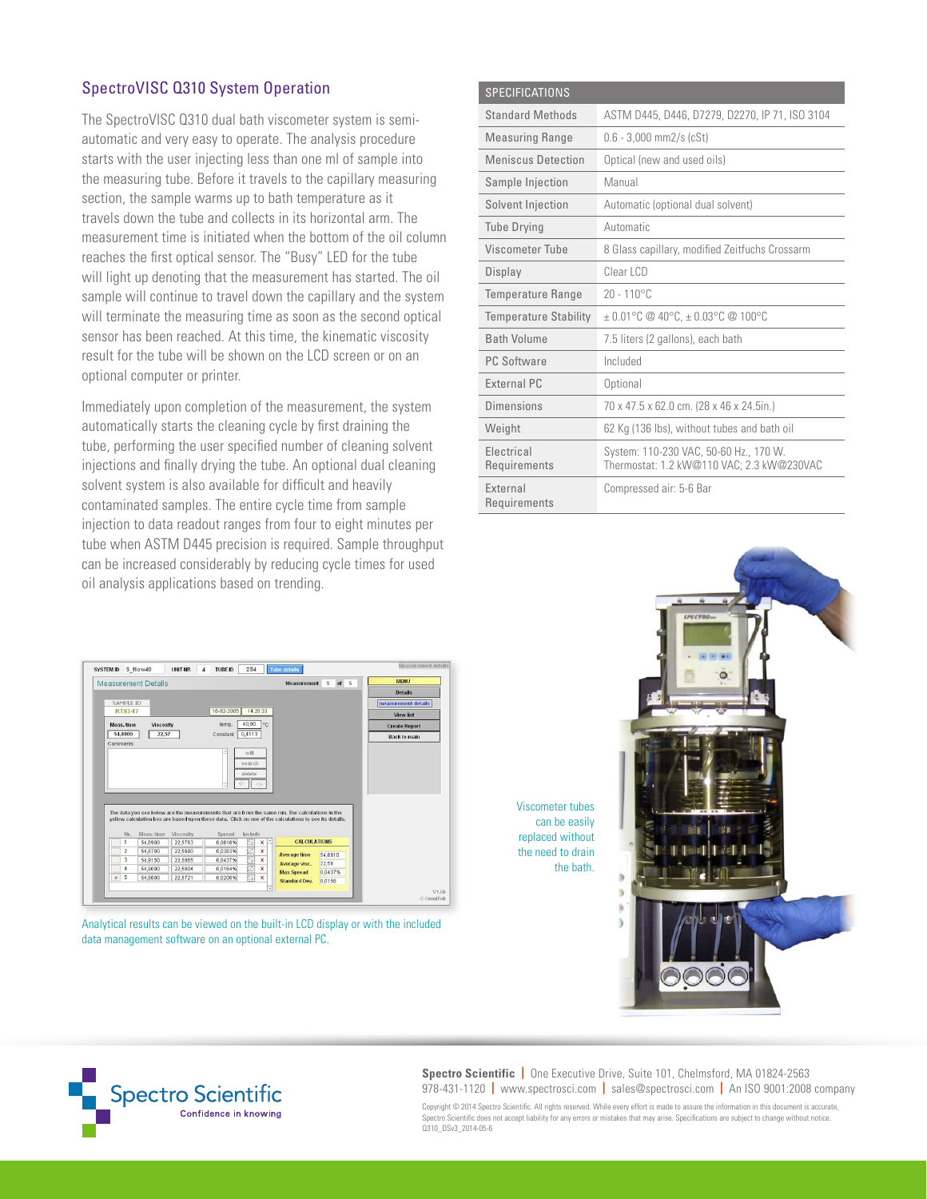## SpectroVISC Q310 System Operation

The SpectroVISC Q310 dual bath viscometer system is semi-automatic and very easy to operate. The analysis procedure starts with the user injecting less than one ml of sample into the measuring tube. Before it travels to the capillary measuring section, the sample warms up to bath temperature as it travels down the tube and collects in its horizontal arm. The measurement time is initiated when the bottom of the oil column reaches the first optical sensor. The "Busy" LED for the tube will light up denoting that the measurement has started. The oil sample will continue to travel down the capillary and the system will terminate the measuring time as soon as the second optical sensor has been reached. At this time, the kinematic viscosity result for the tube will be shown on the LCD screen or on an optional computer or printer.

Immediately upon completion of the measurement, the system automatically starts the cleaning cycle by first draining the tube, performing the user specified number of cleaning solvent injections and finally drying the tube. An optional dual cleaning solvent system is also available for difficult and heavily contaminated samples. The entire cycle time from sample injection to data readout ranges from four to eight minutes per tube when ASTM D445 precision is required. Sample throughput can be increased considerably by reducing cycle times for used oil analysis applications based on trending.

| SPECIFICATIONS | |
|---|---|
| Standard Methods | ASTM D445, D446, D7279, D2270, IP 71, ISO 3104 |
| Measuring Range | 0.6 - 3,000 mm2/s (cSt) |
| Meniscus Detection | Optical (new and used oils) |
| Sample Injection | Manual |
| Solvent Injection | Automatic (optional dual solvent) |
| Tube Drying | Automatic |
| Viscometer Tube | 8 Glass capillary, modified Zeitfuchs Crossarm |
| Display | Clear LCD |
| Temperature Range | 20 - 110°C |
| Temperature Stability | ± 0.01°C @ 40°C, ± 0.03°C @ 100°C |
| Bath Volume | 7.5 liters (2 gallons), each bath |
| PC Software | Included |
| External PC | Optional |
| Dimensions | 70 x 47.5 x 62.0 cm. (28 x 46 x 24.5in.) |
| Weight | 62 Kg (136 lbs), without tubes and bath oil |
| Electrical Requirements | System: 110-230 VAC, 50-60 Hz., 170 W. Thermostat: 1.2 kW@110 VAC; 2.3 kW@230VAC |
| External Requirements | Compressed air: 5-6 Bar |

Analytical results can be viewed on the built-in LCD display or with the included data management software on an optional external PC.

Viscometer tubes can be easily replaced without the need to drain the bath.

Spectro Scientific
Confidence in knowing

**Spectro Scientific** | One Executive Drive, Suite 101, Chelmsford, MA 01824-2563
978-431-1120 | www.spectrosci.com | sales@spectrosci.com | An ISO 9001:2008 company

Copyright © 2014 Spectro Scientific. All rights reserved. While every effort is made to assure the information in this document is accurate, Spectro Scientific does not accept liability for any errors or mistakes that may arise. Specifications are subject to change without notice.
Q310_DSv3_2014-05-6